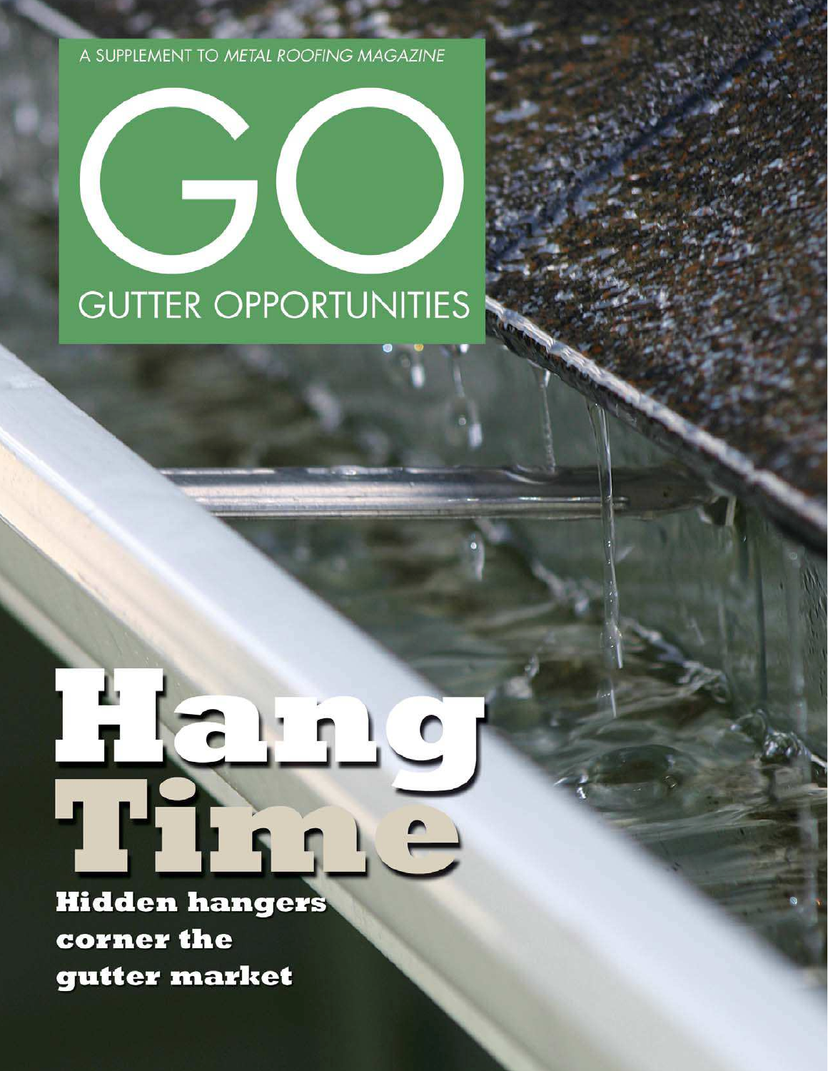A SUPPLEMENT TO *METAL ROOFING MAGAZINE*

# GO

## GUTTER OPPORTUNITIES

# Hang Time

**Hidden hangers corner the gutter market**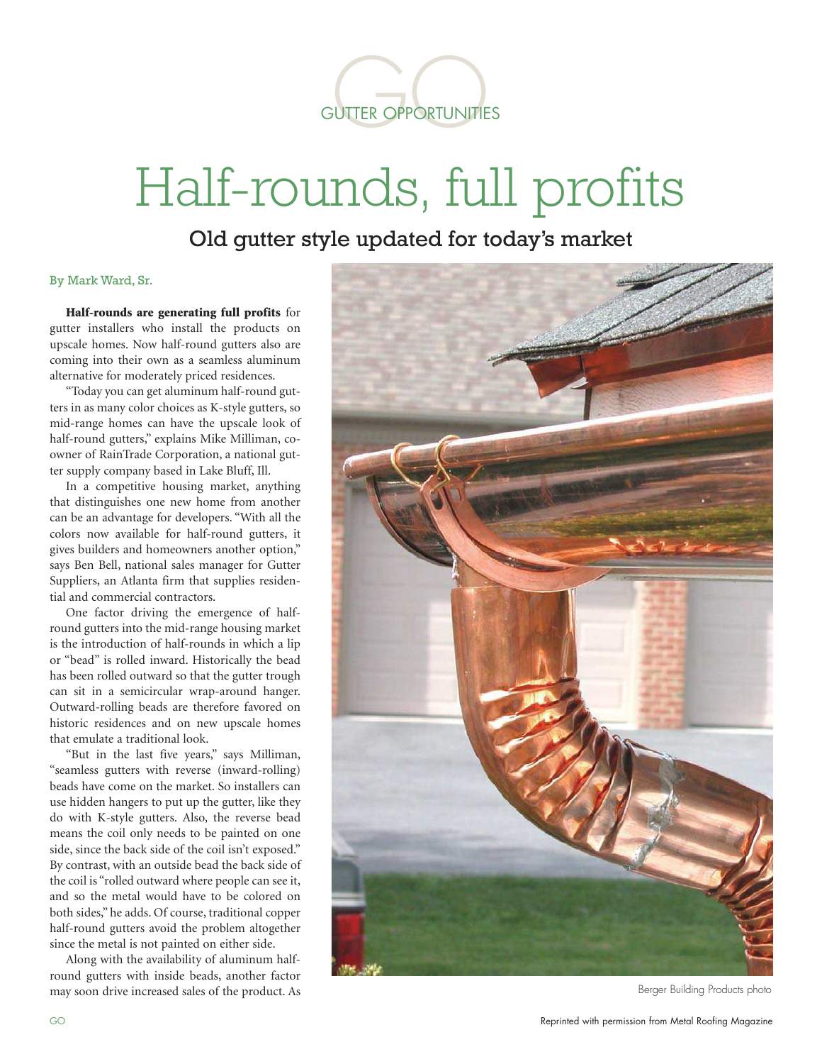GUTTER OPPORTUNITIES

# Half-rounds, full profits

## Old gutter style updated for today's market

By Mark Ward, Sr.

**Half-rounds are generating full profits** for gutter installers who install the products on upscale homes. Now half-round gutters also are coming into their own as a seamless aluminum alternative for moderately priced residences.

"Today you can get aluminum half-round gutters in as many color choices as K-style gutters, so mid-range homes can have the upscale look of half-round gutters," explains Mike Milliman, co-owner of RainTrade Corporation, a national gutter supply company based in Lake Bluff, Ill.

In a competitive housing market, anything that distinguishes one new home from another can be an advantage for developers. "With all the colors now available for half-round gutters, it gives builders and homeowners another option," says Ben Bell, national sales manager for Gutter Suppliers, an Atlanta firm that supplies residential and commercial contractors.

One factor driving the emergence of half-round gutters into the mid-range housing market is the introduction of half-rounds in which a lip or "bead" is rolled inward. Historically the bead has been rolled outward so that the gutter trough can sit in a semicircular wrap-around hanger. Outward-rolling beads are therefore favored on historic residences and on new upscale homes that emulate a traditional look.

"But in the last five years," says Milliman, "seamless gutters with reverse (inward-rolling) beads have come on the market. So installers can use hidden hangers to put up the gutter, like they do with K-style gutters. Also, the reverse bead means the coil only needs to be painted on one side, since the back side of the coil isn't exposed." By contrast, with an outside bead the back side of the coil is "rolled outward where people can see it, and so the metal would have to be colored on both sides," he adds. Of course, traditional copper half-round gutters avoid the problem altogether since the metal is not painted on either side.

Along with the availability of aluminum half-round gutters with inside beads, another factor may soon drive increased sales of the product. As

Berger Building Products photo

Reprinted with permission from Metal Roofing Magazine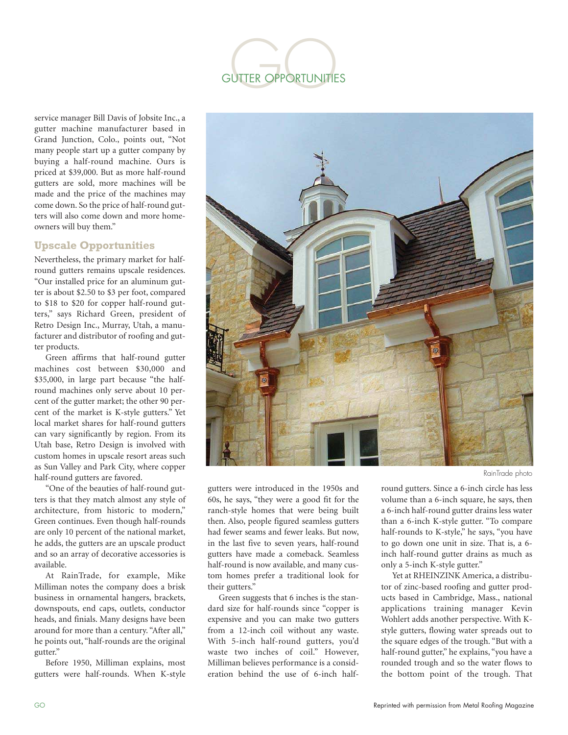service manager Bill Davis of Jobsite Inc., a gutter machine manufacturer based in Grand Junction, Colo., points out, "Not many people start up a gutter company by buying a half-round machine. Ours is priced at $39,000. But as more half-round gutters are sold, more machines will be made and the price of the machines may come down. So the price of half-round gutters will also come down and more homeowners will buy them."

## Upscale Opportunities

Nevertheless, the primary market for half-round gutters remains upscale residences. "Our installed price for an aluminum gutter is about $2.50 to $3 per foot, compared to $18 to $20 for copper half-round gutters," says Richard Green, president of Retro Design Inc., Murray, Utah, a manufacturer and distributor of roofing and gutter products.

Green affirms that half-round gutter machines cost between $30,000 and $35,000, in large part because "the half-round machines only serve about 10 percent of the gutter market; the other 90 percent of the market is K-style gutters." Yet local market shares for half-round gutters can vary significantly by region. From its Utah base, Retro Design is involved with custom homes in upscale resort areas such as Sun Valley and Park City, where copper half-round gutters are favored.

"One of the beauties of half-round gutters is that they match almost any style of architecture, from historic to modern," Green continues. Even though half-rounds are only 10 percent of the national market, he adds, the gutters are an upscale product and so an array of decorative accessories is available.

At RainTrade, for example, Mike Milliman notes the company does a brisk business in ornamental hangers, brackets, downspouts, end caps, outlets, conductor heads, and finials. Many designs have been around for more than a century. "After all," he points out, "half-rounds are the original gutter."

Before 1950, Milliman explains, most gutters were half-rounds. When K-style gutters were introduced in the 1950s and 60s, he says, "they were a good fit for the ranch-style homes that were being built then. Also, people figured seamless gutters had fewer seams and fewer leaks. But now, in the last five to seven years, half-round gutters have made a comeback. Seamless half-round is now available, and many custom homes prefer a traditional look for their gutters."

Green suggests that 6 inches is the standard size for half-rounds since "copper is expensive and you can make two gutters from a 12-inch coil without any waste. With 5-inch half-round gutters, you'd waste two inches of coil." However, Milliman believes performance is a consideration behind the use of 6-inch half-round gutters. Since a 6-inch circle has less volume than a 6-inch square, he says, then a 6-inch half-round gutter drains less water than a 6-inch K-style gutter. "To compare half-rounds to K-style," he says, "you have to go down one unit in size. That is, a 6-inch half-round gutter drains as much as only a 5-inch K-style gutter."

Yet at RHEINZINK America, a distributor of zinc-based roofing and gutter products based in Cambridge, Mass., national applications training manager Kevin Wohlert adds another perspective. With K-style gutters, flowing water spreads out to the square edges of the trough. "But with a half-round gutter," he explains, "you have a rounded trough and so the water flows to the bottom point of the trough. That

RainTrade photo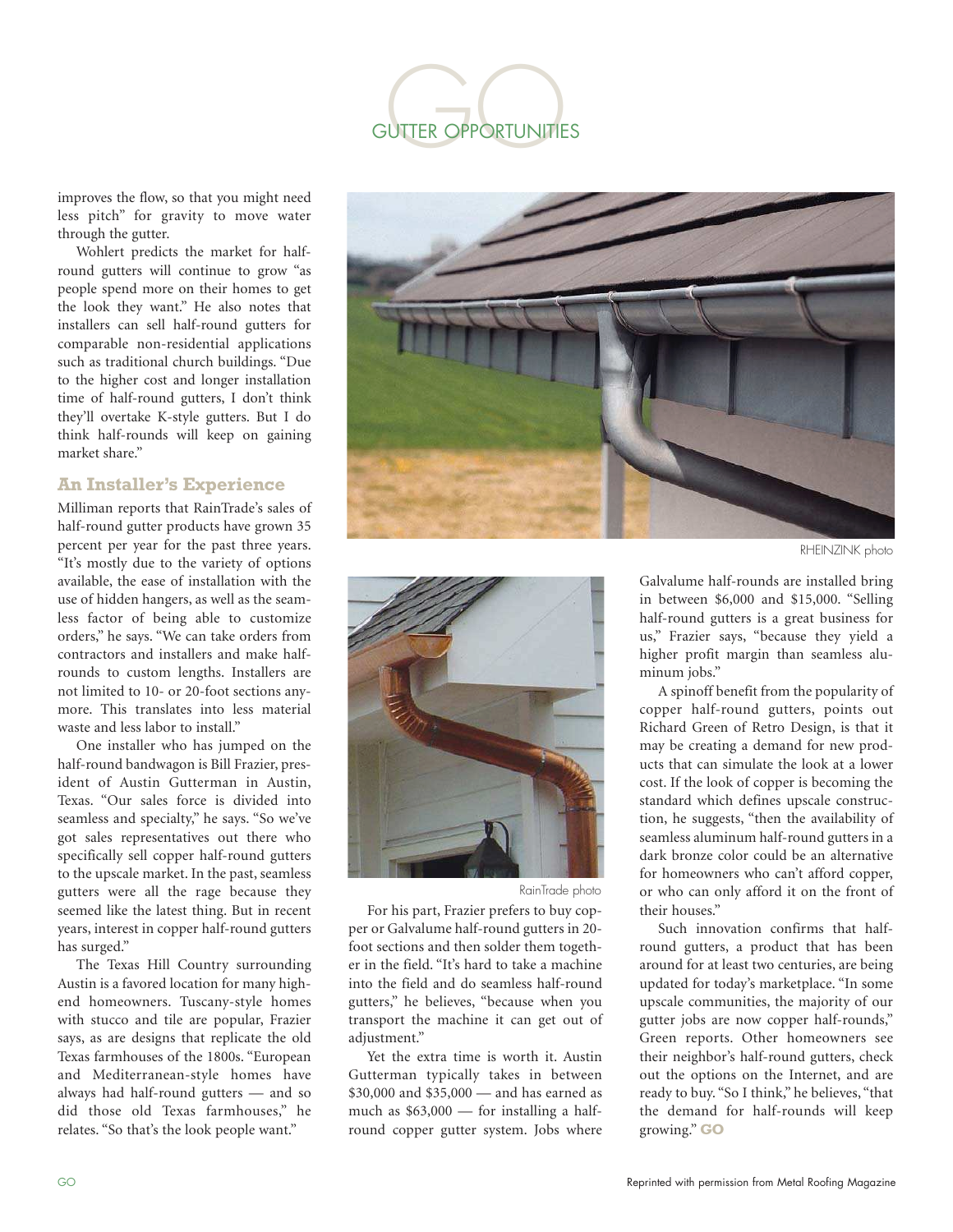improves the flow, so that you might need less pitch" for gravity to move water through the gutter.

Wohlert predicts the market for half-round gutters will continue to grow "as people spend more on their homes to get the look they want." He also notes that installers can sell half-round gutters for comparable non-residential applications such as traditional church buildings. "Due to the higher cost and longer installation time of half-round gutters, I don't think they'll overtake K-style gutters. But I do think half-rounds will keep on gaining market share."

### An Installer's Experience

Milliman reports that RainTrade's sales of half-round gutter products have grown 35 percent per year for the past three years. "It's mostly due to the variety of options available, the ease of installation with the use of hidden hangers, as well as the seamless factor of being able to customize orders," he says. "We can take orders from contractors and installers and make half-rounds to custom lengths. Installers are not limited to 10- or 20-foot sections anymore. This translates into less material waste and less labor to install."

One installer who has jumped on the half-round bandwagon is Bill Frazier, president of Austin Gutterman in Austin, Texas. "Our sales force is divided into seamless and specialty," he says. "So we've got sales representatives out there who specifically sell copper half-round gutters to the upscale market. In the past, seamless gutters were all the rage because they seemed like the latest thing. But in recent years, interest in copper half-round gutters has surged."

The Texas Hill Country surrounding Austin is a favored location for many high-end homeowners. Tuscany-style homes with stucco and tile are popular, Frazier says, as are designs that replicate the old Texas farmhouses of the 1800s. "European and Mediterranean-style homes have always had half-round gutters — and so did those old Texas farmhouses," he relates. "So that's the look people want."

RHEINZINK photo

RainTrade photo

For his part, Frazier prefers to buy copper or Galvalume half-round gutters in 20-foot sections and then solder them together in the field. "It's hard to take a machine into the field and do seamless half-round gutters," he believes, "because when you transport the machine it can get out of adjustment."

Yet the extra time is worth it. Austin Gutterman typically takes in between $30,000 and $35,000 — and has earned as much as $63,000 — for installing a half-round copper gutter system. Jobs where Galvalume half-rounds are installed bring in between $6,000 and $15,000. "Selling half-round gutters is a great business for us," Frazier says, "because they yield a higher profit margin than seamless aluminum jobs."

A spinoff benefit from the popularity of copper half-round gutters, points out Richard Green of Retro Design, is that it may be creating a demand for new products that can simulate the look at a lower cost. If the look of copper is becoming the standard which defines upscale construction, he suggests, "then the availability of seamless aluminum half-round gutters in a dark bronze color could be an alternative for homeowners who can't afford copper, or who can only afford it on the front of their houses."

Such innovation confirms that half-round gutters, a product that has been around for at least two centuries, are being updated for today's marketplace. "In some upscale communities, the majority of our gutter jobs are now copper half-rounds," Green reports. Other homeowners see their neighbor's half-round gutters, check out the options on the Internet, and are ready to buy. "So I think," he believes, "that the demand for half-rounds will keep growing." **GO**

Reprinted with permission from Metal Roofing Magazine